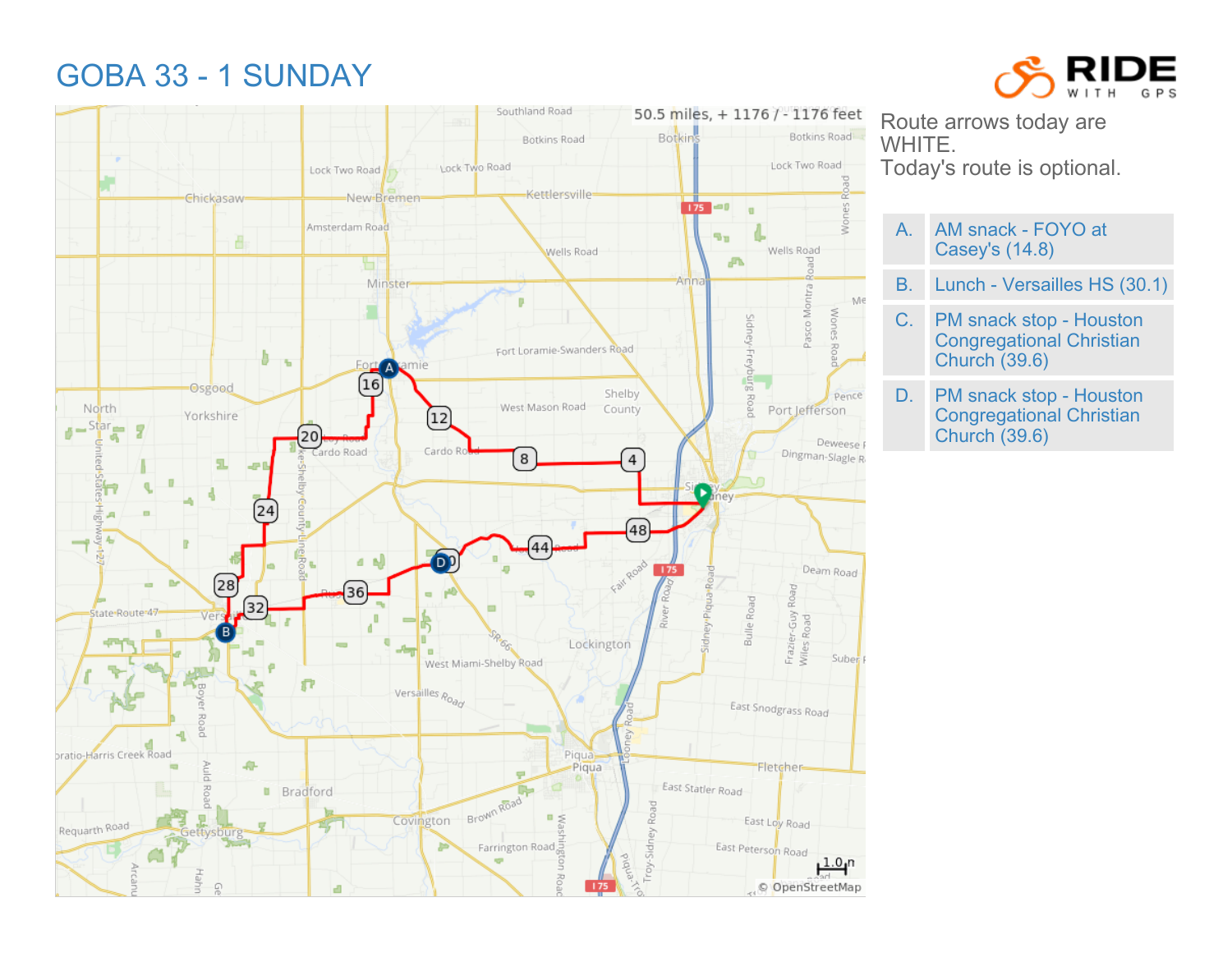# GOBA 33 - 1 SUNDAY

RIDE WITH GPS

50.5 miles, + 1176 / - 1176 feet

Route arrows today are WHITE.
Today's route is optional.

| | |
|---|---|
| A. | AM snack - FOYO at Casey's (14.8) |
| B. | Lunch - Versailles HS (30.1) |
| C. | PM snack stop - Houston Congregational Christian Church (39.6) |
| D. | PM snack stop - Houston Congregational Christian Church (39.6) |

© OpenStreetMap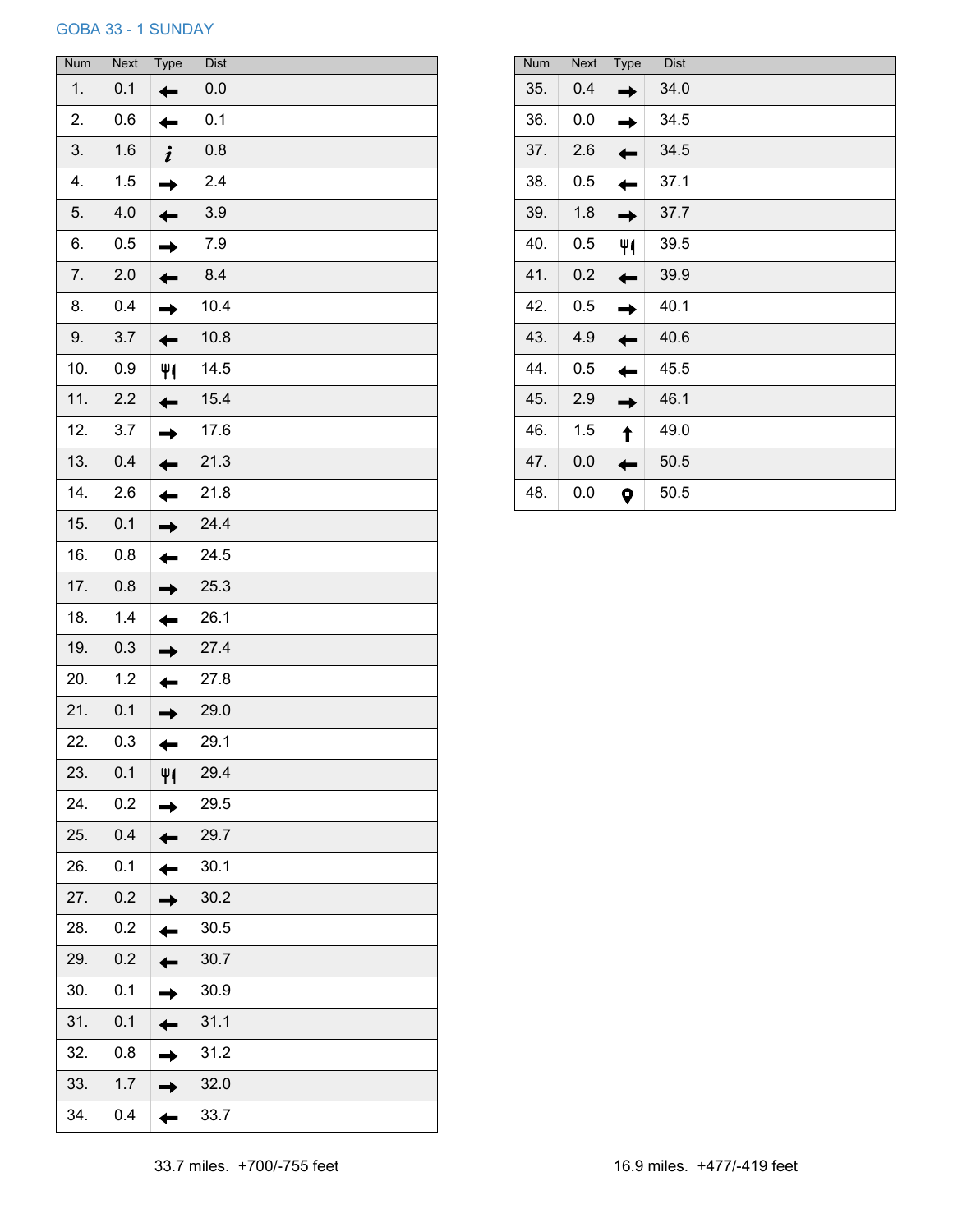GOBA 33 - 1 SUNDAY

| Num | Next | Type | Dist |
|---|---|---|---|
| 1. | 0.1 | ← | 0.0 |
| 2. | 0.6 | ← | 0.1 |
| 3. | 1.6 | *i* | 0.8 |
| 4. | 1.5 | → | 2.4 |
| 5. | 4.0 | ← | 3.9 |
| 6. | 0.5 | → | 7.9 |
| 7. | 2.0 | ← | 8.4 |
| 8. | 0.4 | → | 10.4 |
| 9. | 3.7 | ← | 10.8 |
| 10. | 0.9 | 🍴 | 14.5 |
| 11. | 2.2 | ← | 15.4 |
| 12. | 3.7 | → | 17.6 |
| 13. | 0.4 | ← | 21.3 |
| 14. | 2.6 | ← | 21.8 |
| 15. | 0.1 | → | 24.4 |
| 16. | 0.8 | ← | 24.5 |
| 17. | 0.8 | → | 25.3 |
| 18. | 1.4 | ← | 26.1 |
| 19. | 0.3 | → | 27.4 |
| 20. | 1.2 | ← | 27.8 |
| 21. | 0.1 | → | 29.0 |
| 22. | 0.3 | ← | 29.1 |
| 23. | 0.1 | 🍴 | 29.4 |
| 24. | 0.2 | → | 29.5 |
| 25. | 0.4 | ← | 29.7 |
| 26. | 0.1 | ← | 30.1 |
| 27. | 0.2 | → | 30.2 |
| 28. | 0.2 | ← | 30.5 |
| 29. | 0.2 | ← | 30.7 |
| 30. | 0.1 | → | 30.9 |
| 31. | 0.1 | ← | 31.1 |
| 32. | 0.8 | → | 31.2 |
| 33. | 1.7 | → | 32.0 |
| 34. | 0.4 | ← | 33.7 |

33.7 miles. +700/-755 feet

| Num | Next | Type | Dist |
|---|---|---|---|
| 35. | 0.4 | → | 34.0 |
| 36. | 0.0 | → | 34.5 |
| 37. | 2.6 | ← | 34.5 |
| 38. | 0.5 | ← | 37.1 |
| 39. | 1.8 | → | 37.7 |
| 40. | 0.5 | 🍴 | 39.5 |
| 41. | 0.2 | ← | 39.9 |
| 42. | 0.5 | → | 40.1 |
| 43. | 4.9 | ← | 40.6 |
| 44. | 0.5 | ← | 45.5 |
| 45. | 2.9 | → | 46.1 |
| 46. | 1.5 | ↑ | 49.0 |
| 47. | 0.0 | ← | 50.5 |
| 48. | 0.0 | 📍 | 50.5 |

16.9 miles. +477/-419 feet